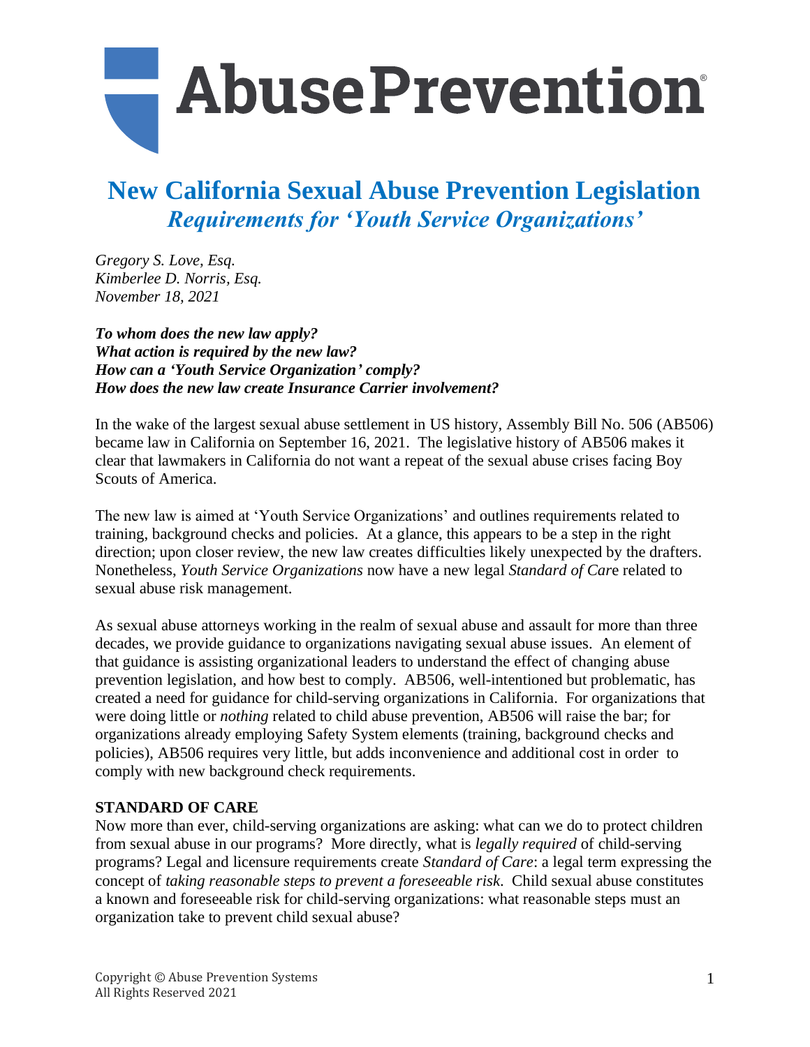# AbusePrevention®

## New California Sexual Abuse Prevention Legislation

### *Requirements for 'Youth Service Organizations'*

*Gregory S. Love, Esq.*
*Kimberlee D. Norris, Esq.*
*November 18, 2021*

***To whom does the new law apply?***
***What action is required by the new law?***
***How can a 'Youth Service Organization' comply?***
***How does the new law create Insurance Carrier involvement?***

In the wake of the largest sexual abuse settlement in US history, Assembly Bill No. 506 (AB506) became law in California on September 16, 2021. The legislative history of AB506 makes it clear that lawmakers in California do not want a repeat of the sexual abuse crises facing Boy Scouts of America.

The new law is aimed at 'Youth Service Organizations' and outlines requirements related to training, background checks and policies. At a glance, this appears to be a step in the right direction; upon closer review, the new law creates difficulties likely unexpected by the drafters. Nonetheless, *Youth Service Organizations* now have a new legal *Standard of Care* related to sexual abuse risk management.

As sexual abuse attorneys working in the realm of sexual abuse and assault for more than three decades, we provide guidance to organizations navigating sexual abuse issues. An element of that guidance is assisting organizational leaders to understand the effect of changing abuse prevention legislation, and how best to comply. AB506, well-intentioned but problematic, has created a need for guidance for child-serving organizations in California. For organizations that were doing little or *nothing* related to child abuse prevention, AB506 will raise the bar; for organizations already employing Safety System elements (training, background checks and policies), AB506 requires very little, but adds inconvenience and additional cost in order to comply with new background check requirements.

**STANDARD OF CARE**

Now more than ever, child-serving organizations are asking: what can we do to protect children from sexual abuse in our programs? More directly, what is *legally required* of child-serving programs? Legal and licensure requirements create *Standard of Care*: a legal term expressing the concept of *taking reasonable steps to prevent a foreseeable risk.* Child sexual abuse constitutes a known and foreseeable risk for child-serving organizations: what reasonable steps must an organization take to prevent child sexual abuse?

Copyright © Abuse Prevention Systems
All Rights Reserved 2021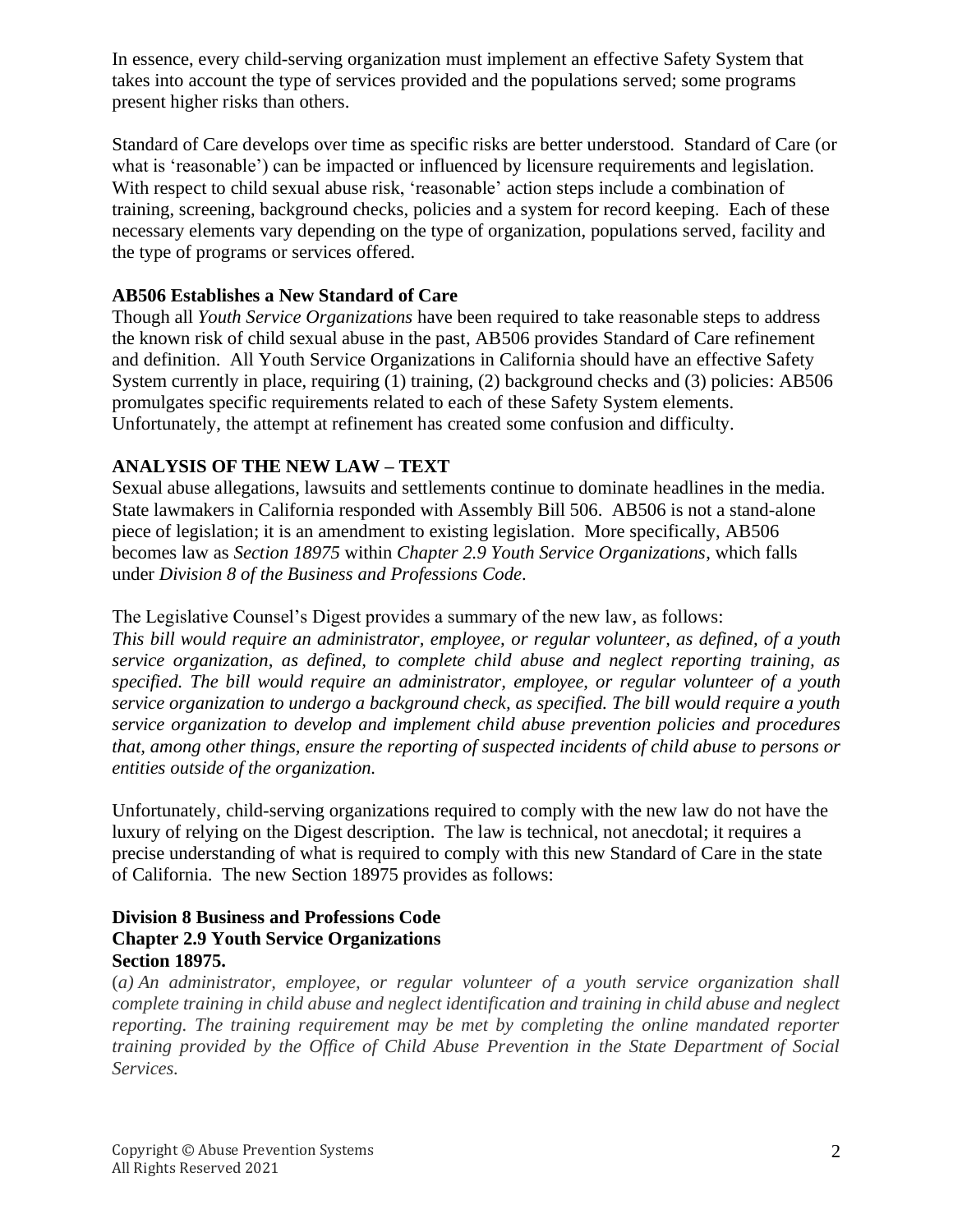In essence, every child-serving organization must implement an effective Safety System that takes into account the type of services provided and the populations served; some programs present higher risks than others.

Standard of Care develops over time as specific risks are better understood. Standard of Care (or what is 'reasonable') can be impacted or influenced by licensure requirements and legislation. With respect to child sexual abuse risk, 'reasonable' action steps include a combination of training, screening, background checks, policies and a system for record keeping. Each of these necessary elements vary depending on the type of organization, populations served, facility and the type of programs or services offered.

**AB506 Establishes a New Standard of Care**

Though all *Youth Service Organizations* have been required to take reasonable steps to address the known risk of child sexual abuse in the past, AB506 provides Standard of Care refinement and definition. All Youth Service Organizations in California should have an effective Safety System currently in place, requiring (1) training, (2) background checks and (3) policies: AB506 promulgates specific requirements related to each of these Safety System elements. Unfortunately, the attempt at refinement has created some confusion and difficulty.

**ANALYSIS OF THE NEW LAW – TEXT**

Sexual abuse allegations, lawsuits and settlements continue to dominate headlines in the media. State lawmakers in California responded with Assembly Bill 506. AB506 is not a stand-alone piece of legislation; it is an amendment to existing legislation. More specifically, AB506 becomes law as *Section 18975* within *Chapter 2.9 Youth Service Organizations*, which falls under *Division 8 of the Business and Professions Code*.

The Legislative Counsel's Digest provides a summary of the new law, as follows:
*This bill would require an administrator, employee, or regular volunteer, as defined, of a youth service organization, as defined, to complete child abuse and neglect reporting training, as specified. The bill would require an administrator, employee, or regular volunteer of a youth service organization to undergo a background check, as specified. The bill would require a youth service organization to develop and implement child abuse prevention policies and procedures that, among other things, ensure the reporting of suspected incidents of child abuse to persons or entities outside of the organization.*

Unfortunately, child-serving organizations required to comply with the new law do not have the luxury of relying on the Digest description. The law is technical, not anecdotal; it requires a precise understanding of what is required to comply with this new Standard of Care in the state of California. The new Section 18975 provides as follows:

**Division 8 Business and Professions Code**
**Chapter 2.9 Youth Service Organizations**
**Section 18975.**

(*a) An administrator, employee, or regular volunteer of a youth service organization shall complete training in child abuse and neglect identification and training in child abuse and neglect reporting. The training requirement may be met by completing the online mandated reporter training provided by the Office of Child Abuse Prevention in the State Department of Social Services.*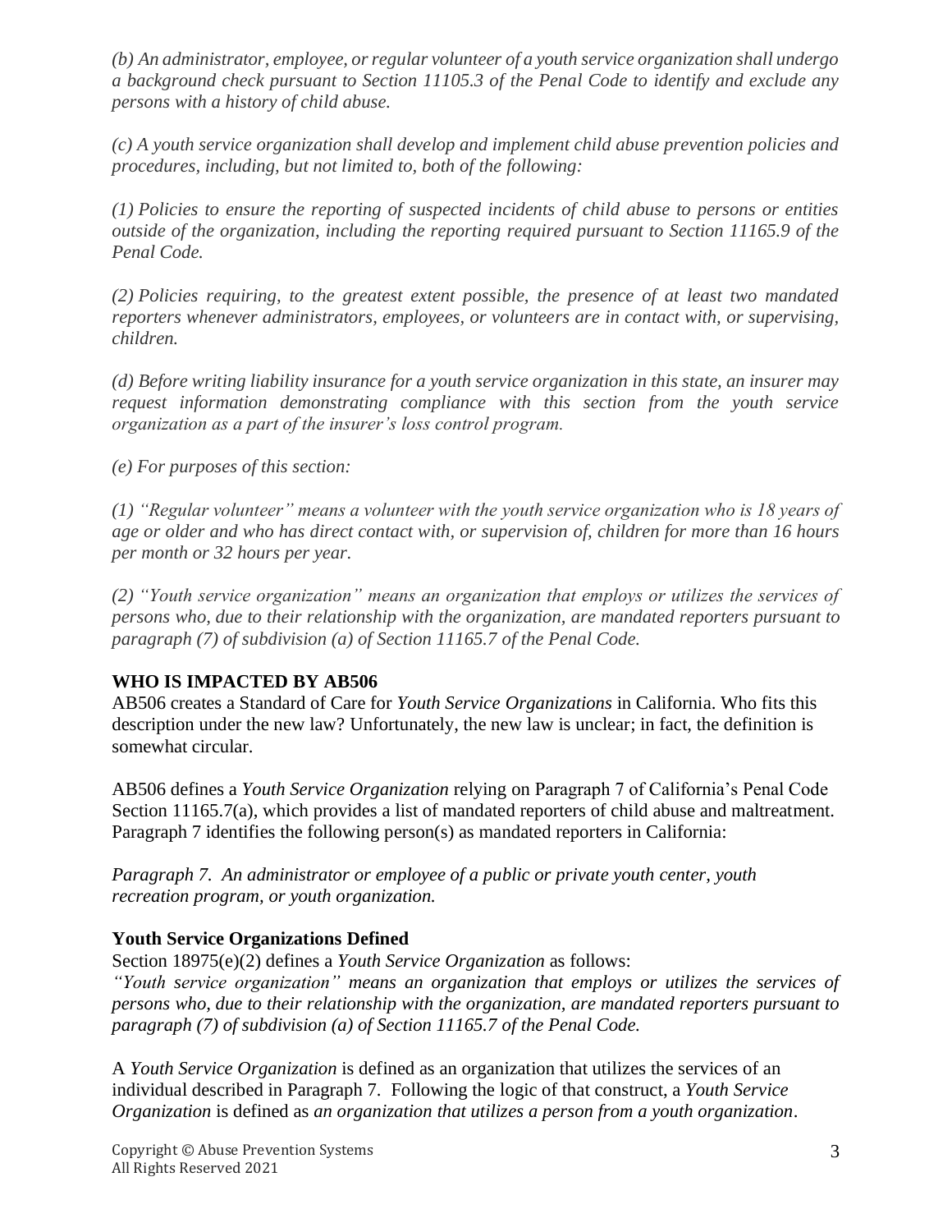*(b) An administrator, employee, or regular volunteer of a youth service organization shall undergo a background check pursuant to Section 11105.3 of the Penal Code to identify and exclude any persons with a history of child abuse.*

*(c) A youth service organization shall develop and implement child abuse prevention policies and procedures, including, but not limited to, both of the following:*

*(1) Policies to ensure the reporting of suspected incidents of child abuse to persons or entities outside of the organization, including the reporting required pursuant to Section 11165.9 of the Penal Code.*

*(2) Policies requiring, to the greatest extent possible, the presence of at least two mandated reporters whenever administrators, employees, or volunteers are in contact with, or supervising, children.*

*(d) Before writing liability insurance for a youth service organization in this state, an insurer may request information demonstrating compliance with this section from the youth service organization as a part of the insurer's loss control program.*

*(e) For purposes of this section:*

*(1) "Regular volunteer" means a volunteer with the youth service organization who is 18 years of age or older and who has direct contact with, or supervision of, children for more than 16 hours per month or 32 hours per year.*

*(2) "Youth service organization" means an organization that employs or utilizes the services of persons who, due to their relationship with the organization, are mandated reporters pursuant to paragraph (7) of subdivision (a) of Section 11165.7 of the Penal Code.*

## WHO IS IMPACTED BY AB506

AB506 creates a Standard of Care for *Youth Service Organizations* in California. Who fits this description under the new law? Unfortunately, the new law is unclear; in fact, the definition is somewhat circular.

AB506 defines a *Youth Service Organization* relying on Paragraph 7 of California's Penal Code Section 11165.7(a), which provides a list of mandated reporters of child abuse and maltreatment. Paragraph 7 identifies the following person(s) as mandated reporters in California:

*Paragraph 7. An administrator or employee of a public or private youth center, youth recreation program, or youth organization.*

### Youth Service Organizations Defined

Section 18975(e)(2) defines a *Youth Service Organization* as follows:
*"Youth service organization" means an organization that employs or utilizes the services of persons who, due to their relationship with the organization, are mandated reporters pursuant to paragraph (7) of subdivision (a) of Section 11165.7 of the Penal Code.*

A *Youth Service Organization* is defined as an organization that utilizes the services of an individual described in Paragraph 7. Following the logic of that construct, a *Youth Service Organization* is defined as *an organization that utilizes a person from a youth organization*.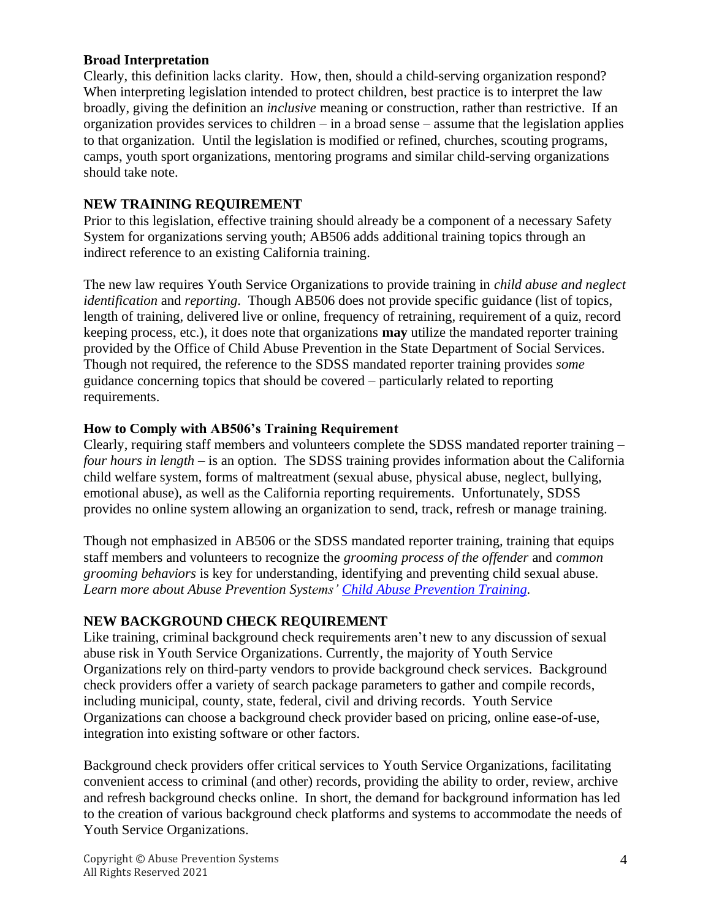**Broad Interpretation**

Clearly, this definition lacks clarity. How, then, should a child-serving organization respond? When interpreting legislation intended to protect children, best practice is to interpret the law broadly, giving the definition an *inclusive* meaning or construction, rather than restrictive. If an organization provides services to children – in a broad sense – assume that the legislation applies to that organization. Until the legislation is modified or refined, churches, scouting programs, camps, youth sport organizations, mentoring programs and similar child-serving organizations should take note.

## NEW TRAINING REQUIREMENT

Prior to this legislation, effective training should already be a component of a necessary Safety System for organizations serving youth; AB506 adds additional training topics through an indirect reference to an existing California training.

The new law requires Youth Service Organizations to provide training in *child abuse and neglect identification* and *reporting.* Though AB506 does not provide specific guidance (list of topics, length of training, delivered live or online, frequency of retraining, requirement of a quiz, record keeping process, etc.), it does note that organizations **may** utilize the mandated reporter training provided by the Office of Child Abuse Prevention in the State Department of Social Services. Though not required, the reference to the SDSS mandated reporter training provides *some* guidance concerning topics that should be covered – particularly related to reporting requirements.

### How to Comply with AB506's Training Requirement

Clearly, requiring staff members and volunteers complete the SDSS mandated reporter training – *four hours in length* – is an option. The SDSS training provides information about the California child welfare system, forms of maltreatment (sexual abuse, physical abuse, neglect, bullying, emotional abuse), as well as the California reporting requirements. Unfortunately, SDSS provides no online system allowing an organization to send, track, refresh or manage training.

Though not emphasized in AB506 or the SDSS mandated reporter training, training that equips staff members and volunteers to recognize the *grooming process of the offender* and *common grooming behaviors* is key for understanding, identifying and preventing child sexual abuse. *Learn more about Abuse Prevention Systems' [Child Abuse Prevention Training](#).*

## NEW BACKGROUND CHECK REQUIREMENT

Like training, criminal background check requirements aren't new to any discussion of sexual abuse risk in Youth Service Organizations. Currently, the majority of Youth Service Organizations rely on third-party vendors to provide background check services. Background check providers offer a variety of search package parameters to gather and compile records, including municipal, county, state, federal, civil and driving records. Youth Service Organizations can choose a background check provider based on pricing, online ease-of-use, integration into existing software or other factors.

Background check providers offer critical services to Youth Service Organizations, facilitating convenient access to criminal (and other) records, providing the ability to order, review, archive and refresh background checks online. In short, the demand for background information has led to the creation of various background check platforms and systems to accommodate the needs of Youth Service Organizations.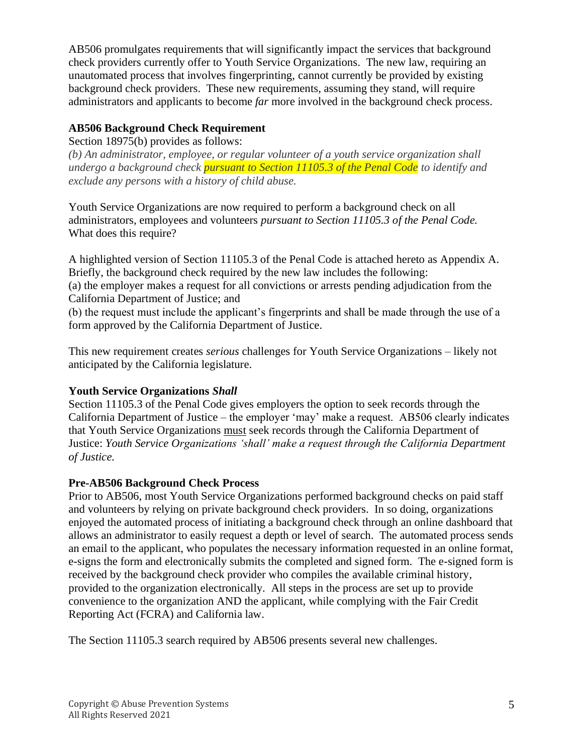AB506 promulgates requirements that will significantly impact the services that background check providers currently offer to Youth Service Organizations. The new law, requiring an unautomated process that involves fingerprinting, cannot currently be provided by existing background check providers. These new requirements, assuming they stand, will require administrators and applicants to become *far* more involved in the background check process.

**AB506 Background Check Requirement**

Section 18975(b) provides as follows:

*(b) An administrator, employee, or regular volunteer of a youth service organization shall undergo a background check* ***pursuant to Section 11105.3 of the Penal Code*** *to identify and exclude any persons with a history of child abuse.*

Youth Service Organizations are now required to perform a background check on all administrators, employees and volunteers *pursuant to Section 11105.3 of the Penal Code.* What does this require?

A highlighted version of Section 11105.3 of the Penal Code is attached hereto as Appendix A. Briefly, the background check required by the new law includes the following:

(a) the employer makes a request for all convictions or arrests pending adjudication from the California Department of Justice; and

(b) the request must include the applicant's fingerprints and shall be made through the use of a form approved by the California Department of Justice.

This new requirement creates *serious* challenges for Youth Service Organizations – likely not anticipated by the California legislature.

**Youth Service Organizations *Shall***

Section 11105.3 of the Penal Code gives employers the option to seek records through the California Department of Justice – the employer 'may' make a request. AB506 clearly indicates that Youth Service Organizations <u>must</u> seek records through the California Department of Justice: *Youth Service Organizations 'shall' make a request through the California Department of Justice.*

**Pre-AB506 Background Check Process**

Prior to AB506, most Youth Service Organizations performed background checks on paid staff and volunteers by relying on private background check providers. In so doing, organizations enjoyed the automated process of initiating a background check through an online dashboard that allows an administrator to easily request a depth or level of search. The automated process sends an email to the applicant, who populates the necessary information requested in an online format, e-signs the form and electronically submits the completed and signed form. The e-signed form is received by the background check provider who compiles the available criminal history, provided to the organization electronically. All steps in the process are set up to provide convenience to the organization AND the applicant, while complying with the Fair Credit Reporting Act (FCRA) and California law.

The Section 11105.3 search required by AB506 presents several new challenges.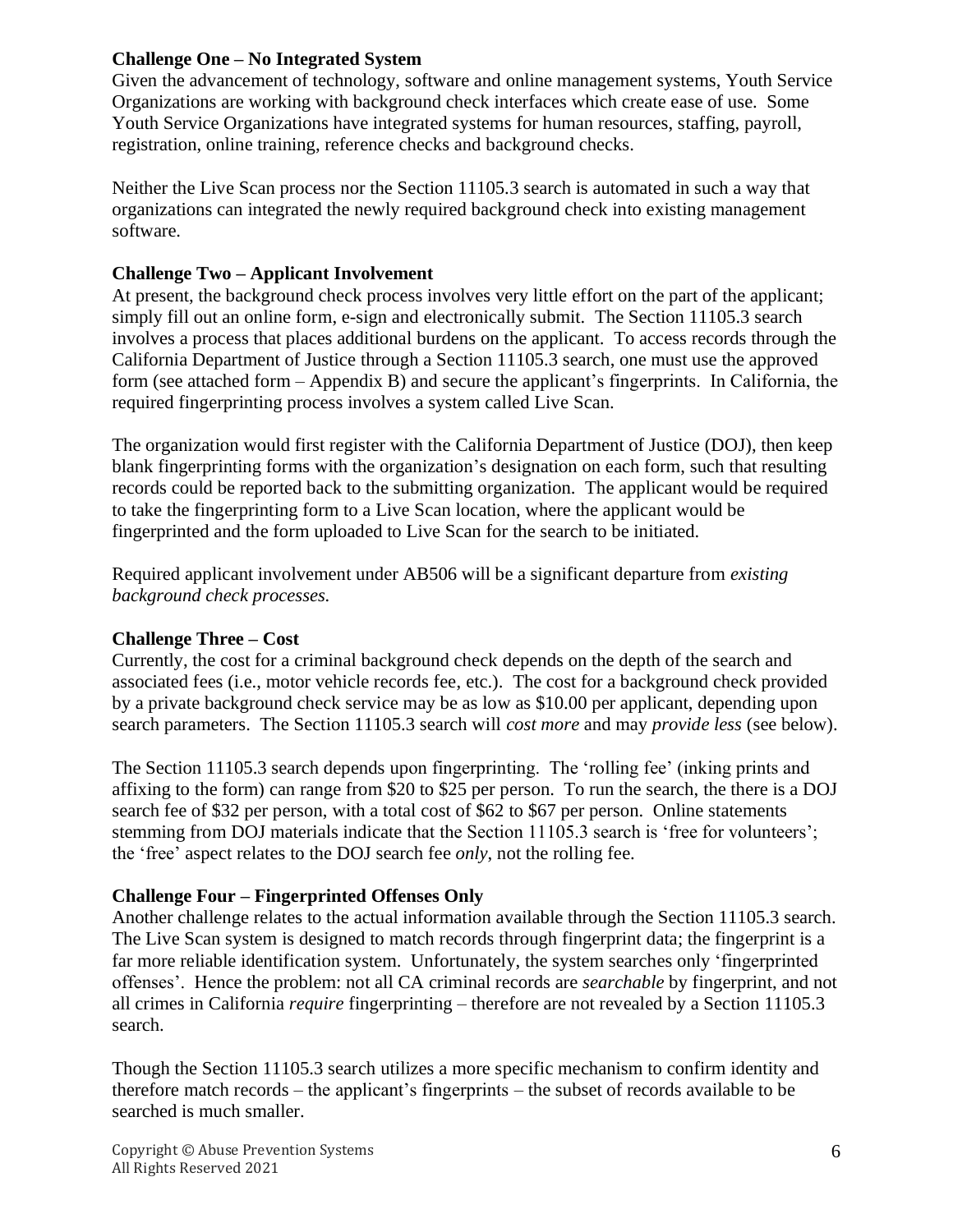**Challenge One – No Integrated System**

Given the advancement of technology, software and online management systems, Youth Service Organizations are working with background check interfaces which create ease of use. Some Youth Service Organizations have integrated systems for human resources, staffing, payroll, registration, online training, reference checks and background checks.

Neither the Live Scan process nor the Section 11105.3 search is automated in such a way that organizations can integrated the newly required background check into existing management software.

**Challenge Two – Applicant Involvement**

At present, the background check process involves very little effort on the part of the applicant; simply fill out an online form, e-sign and electronically submit. The Section 11105.3 search involves a process that places additional burdens on the applicant. To access records through the California Department of Justice through a Section 11105.3 search, one must use the approved form (see attached form – Appendix B) and secure the applicant's fingerprints. In California, the required fingerprinting process involves a system called Live Scan.

The organization would first register with the California Department of Justice (DOJ), then keep blank fingerprinting forms with the organization's designation on each form, such that resulting records could be reported back to the submitting organization. The applicant would be required to take the fingerprinting form to a Live Scan location, where the applicant would be fingerprinted and the form uploaded to Live Scan for the search to be initiated.

Required applicant involvement under AB506 will be a significant departure from *existing background check processes.*

**Challenge Three – Cost**

Currently, the cost for a criminal background check depends on the depth of the search and associated fees (i.e., motor vehicle records fee, etc.). The cost for a background check provided by a private background check service may be as low as $10.00 per applicant, depending upon search parameters. The Section 11105.3 search will *cost more* and may *provide less* (see below).

The Section 11105.3 search depends upon fingerprinting. The 'rolling fee' (inking prints and affixing to the form) can range from $20 to $25 per person. To run the search, the there is a DOJ search fee of $32 per person, with a total cost of $62 to $67 per person. Online statements stemming from DOJ materials indicate that the Section 11105.3 search is 'free for volunteers'; the 'free' aspect relates to the DOJ search fee *only*, not the rolling fee.

**Challenge Four – Fingerprinted Offenses Only**

Another challenge relates to the actual information available through the Section 11105.3 search. The Live Scan system is designed to match records through fingerprint data; the fingerprint is a far more reliable identification system. Unfortunately, the system searches only 'fingerprinted offenses'. Hence the problem: not all CA criminal records are *searchable* by fingerprint, and not all crimes in California *require* fingerprinting – therefore are not revealed by a Section 11105.3 search.

Though the Section 11105.3 search utilizes a more specific mechanism to confirm identity and therefore match records – the applicant's fingerprints – the subset of records available to be searched is much smaller.

Copyright © Abuse Prevention Systems
All Rights Reserved 2021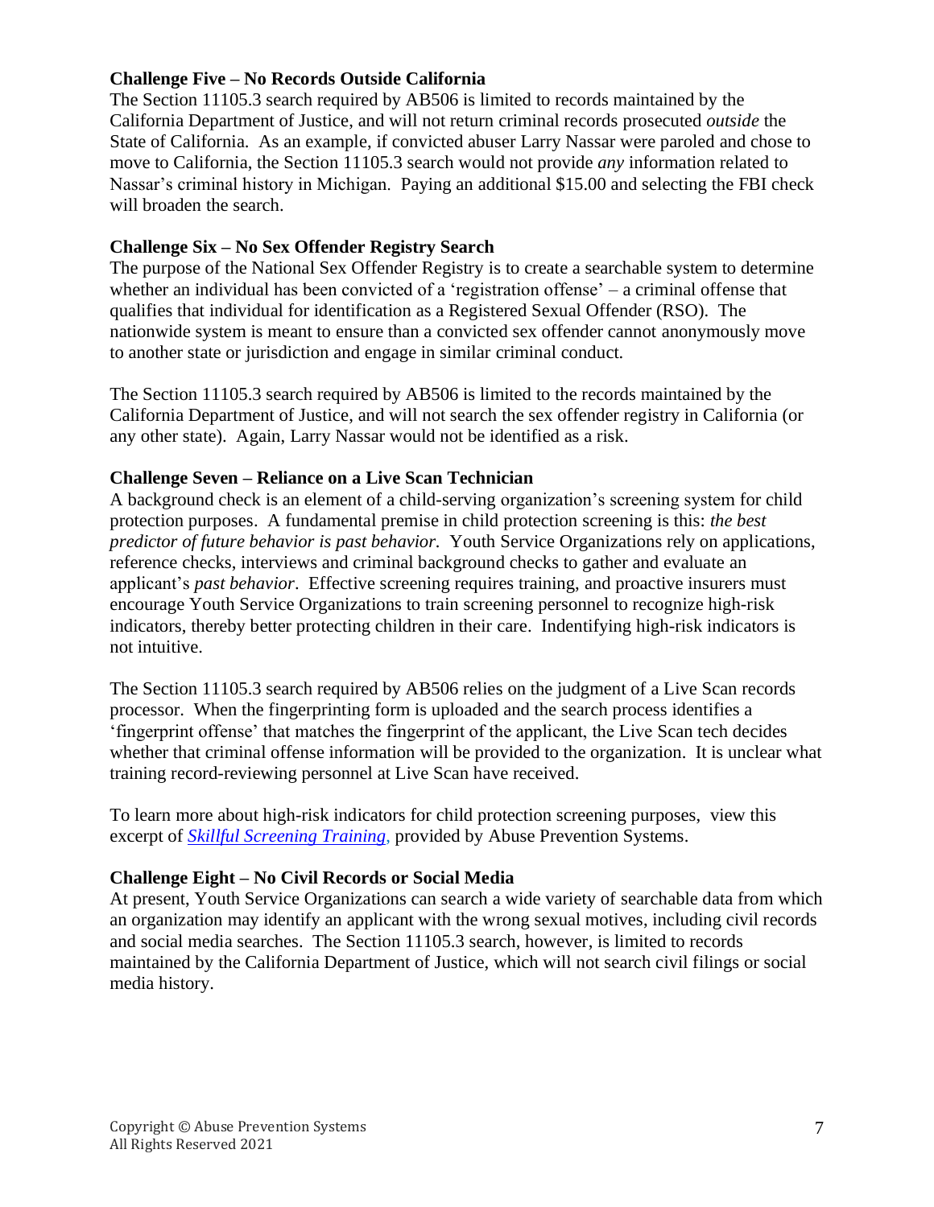**Challenge Five – No Records Outside California**

The Section 11105.3 search required by AB506 is limited to records maintained by the California Department of Justice, and will not return criminal records prosecuted *outside* the State of California. As an example, if convicted abuser Larry Nassar were paroled and chose to move to California, the Section 11105.3 search would not provide *any* information related to Nassar's criminal history in Michigan. Paying an additional $15.00 and selecting the FBI check will broaden the search.

**Challenge Six – No Sex Offender Registry Search**

The purpose of the National Sex Offender Registry is to create a searchable system to determine whether an individual has been convicted of a 'registration offense' – a criminal offense that qualifies that individual for identification as a Registered Sexual Offender (RSO). The nationwide system is meant to ensure than a convicted sex offender cannot anonymously move to another state or jurisdiction and engage in similar criminal conduct.

The Section 11105.3 search required by AB506 is limited to the records maintained by the California Department of Justice, and will not search the sex offender registry in California (or any other state). Again, Larry Nassar would not be identified as a risk.

**Challenge Seven – Reliance on a Live Scan Technician**

A background check is an element of a child-serving organization's screening system for child protection purposes. A fundamental premise in child protection screening is this: *the best predictor of future behavior is past behavior.* Youth Service Organizations rely on applications, reference checks, interviews and criminal background checks to gather and evaluate an applicant's *past behavior*. Effective screening requires training, and proactive insurers must encourage Youth Service Organizations to train screening personnel to recognize high-risk indicators, thereby better protecting children in their care. Indentifying high-risk indicators is not intuitive.

The Section 11105.3 search required by AB506 relies on the judgment of a Live Scan records processor. When the fingerprinting form is uploaded and the search process identifies a 'fingerprint offense' that matches the fingerprint of the applicant, the Live Scan tech decides whether that criminal offense information will be provided to the organization. It is unclear what training record-reviewing personnel at Live Scan have received.

To learn more about high-risk indicators for child protection screening purposes, view this excerpt of *Skillful Screening Training*, provided by Abuse Prevention Systems.

**Challenge Eight – No Civil Records or Social Media**

At present, Youth Service Organizations can search a wide variety of searchable data from which an organization may identify an applicant with the wrong sexual motives, including civil records and social media searches. The Section 11105.3 search, however, is limited to records maintained by the California Department of Justice, which will not search civil filings or social media history.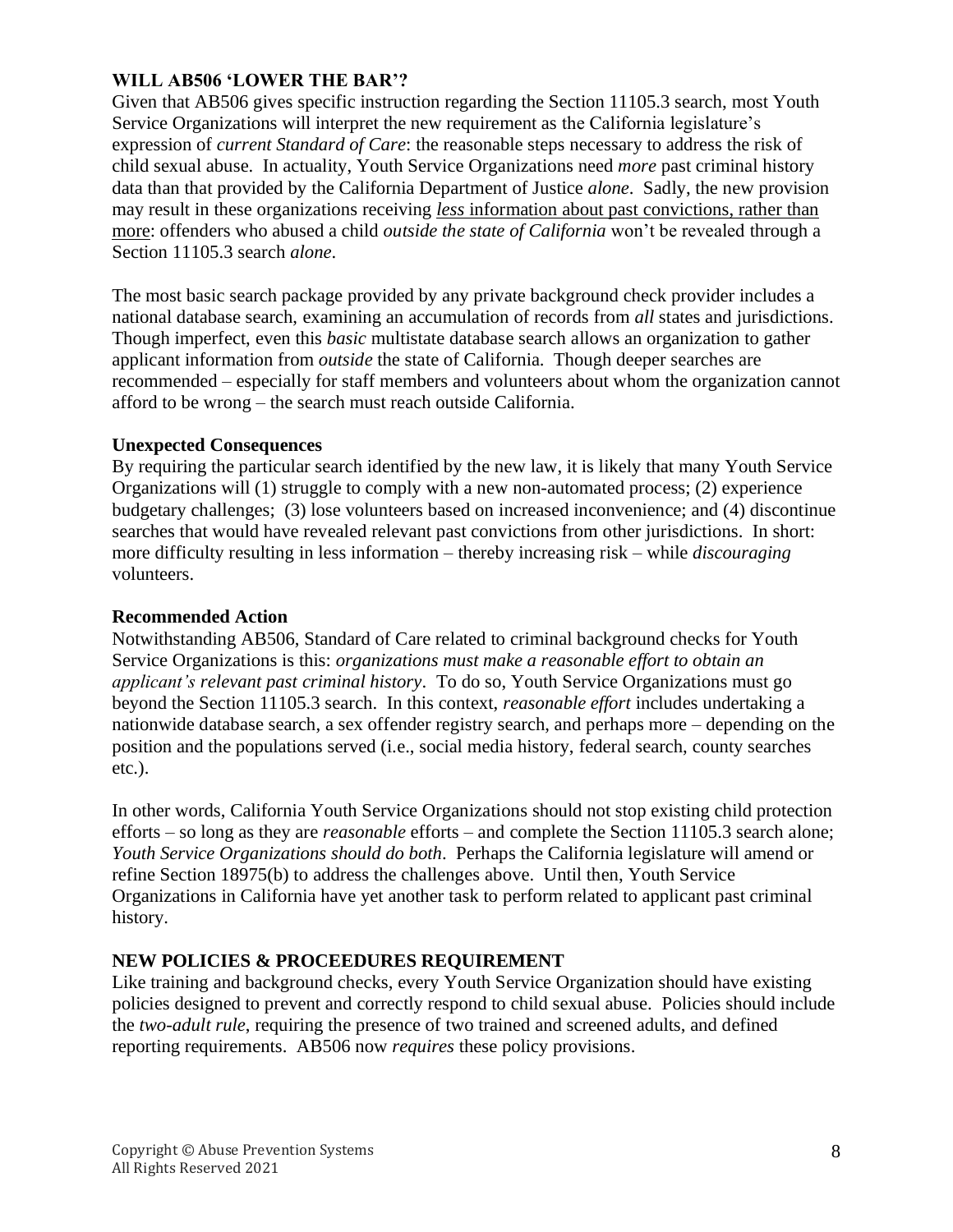## WILL AB506 'LOWER THE BAR'?

Given that AB506 gives specific instruction regarding the Section 11105.3 search, most Youth Service Organizations will interpret the new requirement as the California legislature's expression of *current Standard of Care*: the reasonable steps necessary to address the risk of child sexual abuse. In actuality, Youth Service Organizations need *more* past criminal history data than that provided by the California Department of Justice *alone*. Sadly, the new provision may result in these organizations receiving <u>*less* information about past convictions, rather than more</u>: offenders who abused a child *outside the state of California* won't be revealed through a Section 11105.3 search *alone*.

The most basic search package provided by any private background check provider includes a national database search, examining an accumulation of records from *all* states and jurisdictions. Though imperfect, even this *basic* multistate database search allows an organization to gather applicant information from *outside* the state of California. Though deeper searches are recommended – especially for staff members and volunteers about whom the organization cannot afford to be wrong – the search must reach outside California.

### Unexpected Consequences

By requiring the particular search identified by the new law, it is likely that many Youth Service Organizations will (1) struggle to comply with a new non-automated process; (2) experience budgetary challenges; (3) lose volunteers based on increased inconvenience; and (4) discontinue searches that would have revealed relevant past convictions from other jurisdictions. In short: more difficulty resulting in less information – thereby increasing risk – while *discouraging* volunteers.

### Recommended Action

Notwithstanding AB506, Standard of Care related to criminal background checks for Youth Service Organizations is this: *organizations must make a reasonable effort to obtain an applicant's relevant past criminal history*. To do so, Youth Service Organizations must go beyond the Section 11105.3 search. In this context, *reasonable effort* includes undertaking a nationwide database search, a sex offender registry search, and perhaps more – depending on the position and the populations served (i.e., social media history, federal search, county searches etc.).

In other words, California Youth Service Organizations should not stop existing child protection efforts – so long as they are *reasonable* efforts – and complete the Section 11105.3 search alone; *Youth Service Organizations should do both*. Perhaps the California legislature will amend or refine Section 18975(b) to address the challenges above. Until then, Youth Service Organizations in California have yet another task to perform related to applicant past criminal history.

## NEW POLICIES & PROCEEDURES REQUIREMENT

Like training and background checks, every Youth Service Organization should have existing policies designed to prevent and correctly respond to child sexual abuse. Policies should include the *two-adult rule*, requiring the presence of two trained and screened adults, and defined reporting requirements. AB506 now *requires* these policy provisions.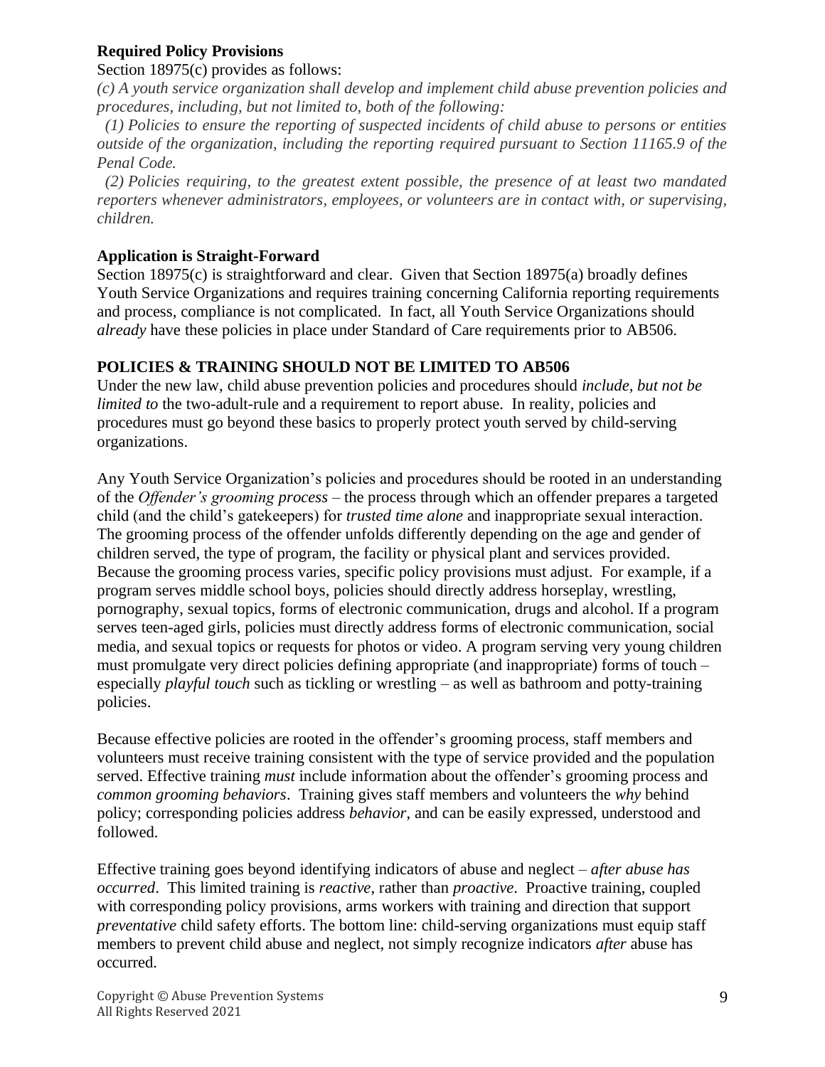**Required Policy Provisions**

Section 18975(c) provides as follows:

*(c) A youth service organization shall develop and implement child abuse prevention policies and procedures, including, but not limited to, both of the following:*

*(1) Policies to ensure the reporting of suspected incidents of child abuse to persons or entities outside of the organization, including the reporting required pursuant to Section 11165.9 of the Penal Code.*

*(2) Policies requiring, to the greatest extent possible, the presence of at least two mandated reporters whenever administrators, employees, or volunteers are in contact with, or supervising, children.*

**Application is Straight-Forward**

Section 18975(c) is straightforward and clear. Given that Section 18975(a) broadly defines Youth Service Organizations and requires training concerning California reporting requirements and process, compliance is not complicated. In fact, all Youth Service Organizations should *already* have these policies in place under Standard of Care requirements prior to AB506.

**POLICIES & TRAINING SHOULD NOT BE LIMITED TO AB506**

Under the new law, child abuse prevention policies and procedures should *include, but not be limited to* the two-adult-rule and a requirement to report abuse. In reality, policies and procedures must go beyond these basics to properly protect youth served by child-serving organizations.

Any Youth Service Organization's policies and procedures should be rooted in an understanding of the *Offender's grooming process* – the process through which an offender prepares a targeted child (and the child's gatekeepers) for *trusted time alone* and inappropriate sexual interaction. The grooming process of the offender unfolds differently depending on the age and gender of children served, the type of program, the facility or physical plant and services provided. Because the grooming process varies, specific policy provisions must adjust. For example, if a program serves middle school boys, policies should directly address horseplay, wrestling, pornography, sexual topics, forms of electronic communication, drugs and alcohol. If a program serves teen-aged girls, policies must directly address forms of electronic communication, social media, and sexual topics or requests for photos or video. A program serving very young children must promulgate very direct policies defining appropriate (and inappropriate) forms of touch – especially *playful touch* such as tickling or wrestling – as well as bathroom and potty-training policies.

Because effective policies are rooted in the offender's grooming process, staff members and volunteers must receive training consistent with the type of service provided and the population served. Effective training *must* include information about the offender's grooming process and *common grooming behaviors*. Training gives staff members and volunteers the *why* behind policy; corresponding policies address *behavior*, and can be easily expressed, understood and followed.

Effective training goes beyond identifying indicators of abuse and neglect – *after abuse has occurred*. This limited training is *reactive*, rather than *proactive*. Proactive training, coupled with corresponding policy provisions, arms workers with training and direction that support *preventative* child safety efforts. The bottom line: child-serving organizations must equip staff members to prevent child abuse and neglect, not simply recognize indicators *after* abuse has occurred.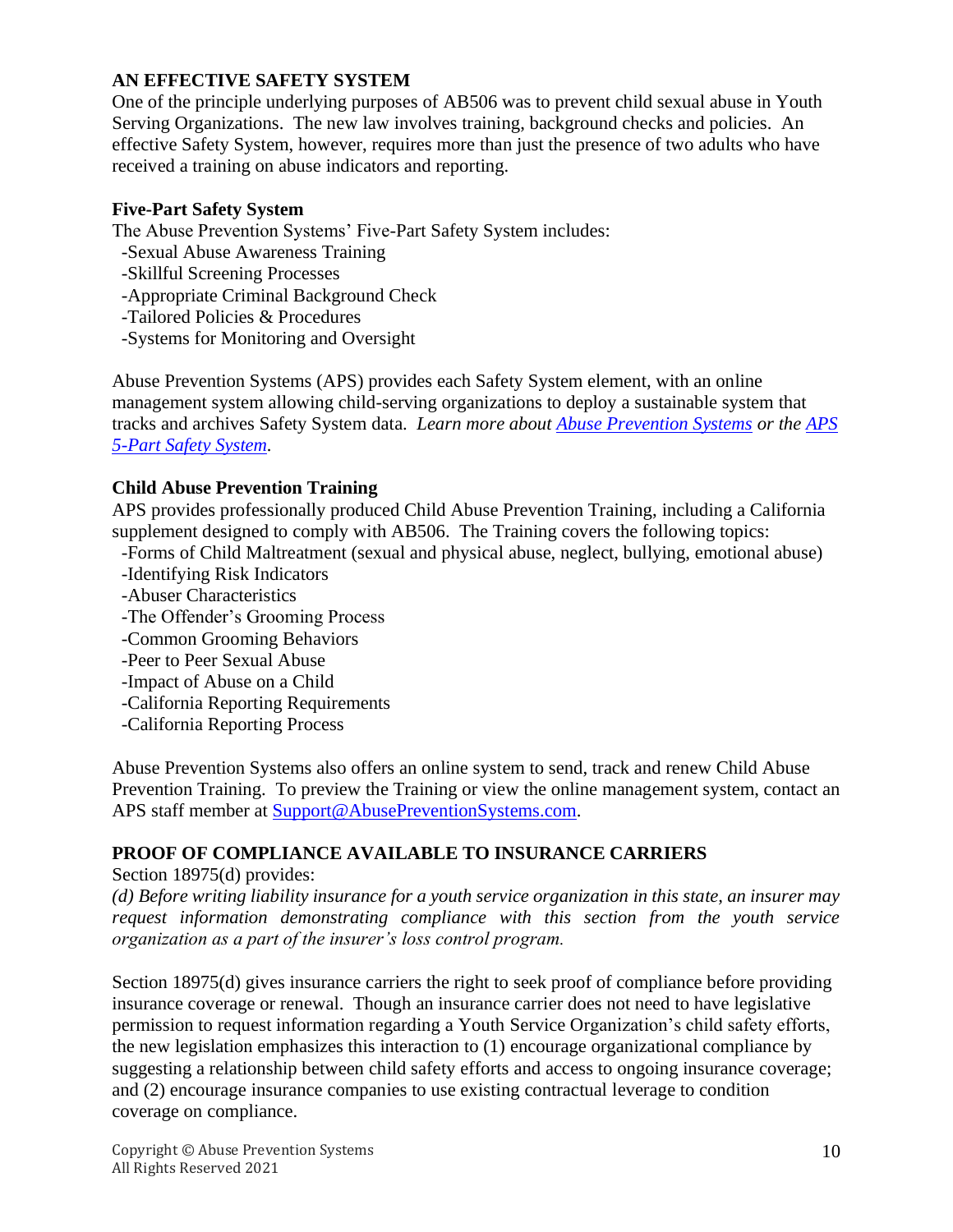## AN EFFECTIVE SAFETY SYSTEM

One of the principle underlying purposes of AB506 was to prevent child sexual abuse in Youth Serving Organizations. The new law involves training, background checks and policies. An effective Safety System, however, requires more than just the presence of two adults who have received a training on abuse indicators and reporting.

### Five-Part Safety System

The Abuse Prevention Systems' Five-Part Safety System includes:

- Sexual Abuse Awareness Training
- Skillful Screening Processes
- Appropriate Criminal Background Check
- Tailored Policies & Procedures
- Systems for Monitoring and Oversight

Abuse Prevention Systems (APS) provides each Safety System element, with an online management system allowing child-serving organizations to deploy a sustainable system that tracks and archives Safety System data. *Learn more about [Abuse Prevention Systems](#) or the [APS 5-Part Safety System](#).*

### Child Abuse Prevention Training

APS provides professionally produced Child Abuse Prevention Training, including a California supplement designed to comply with AB506. The Training covers the following topics:

- Forms of Child Maltreatment (sexual and physical abuse, neglect, bullying, emotional abuse)
- Identifying Risk Indicators
- Abuser Characteristics
- The Offender's Grooming Process
- Common Grooming Behaviors
- Peer to Peer Sexual Abuse
- Impact of Abuse on a Child
- California Reporting Requirements
- California Reporting Process

Abuse Prevention Systems also offers an online system to send, track and renew Child Abuse Prevention Training. To preview the Training or view the online management system, contact an APS staff member at [Support@AbusePreventionSystems.com](mailto:Support@AbusePreventionSystems.com).

## PROOF OF COMPLIANCE AVAILABLE TO INSURANCE CARRIERS

Section 18975(d) provides:

*(d) Before writing liability insurance for a youth service organization in this state, an insurer may request information demonstrating compliance with this section from the youth service organization as a part of the insurer's loss control program.*

Section 18975(d) gives insurance carriers the right to seek proof of compliance before providing insurance coverage or renewal. Though an insurance carrier does not need to have legislative permission to request information regarding a Youth Service Organization's child safety efforts, the new legislation emphasizes this interaction to (1) encourage organizational compliance by suggesting a relationship between child safety efforts and access to ongoing insurance coverage; and (2) encourage insurance companies to use existing contractual leverage to condition coverage on compliance.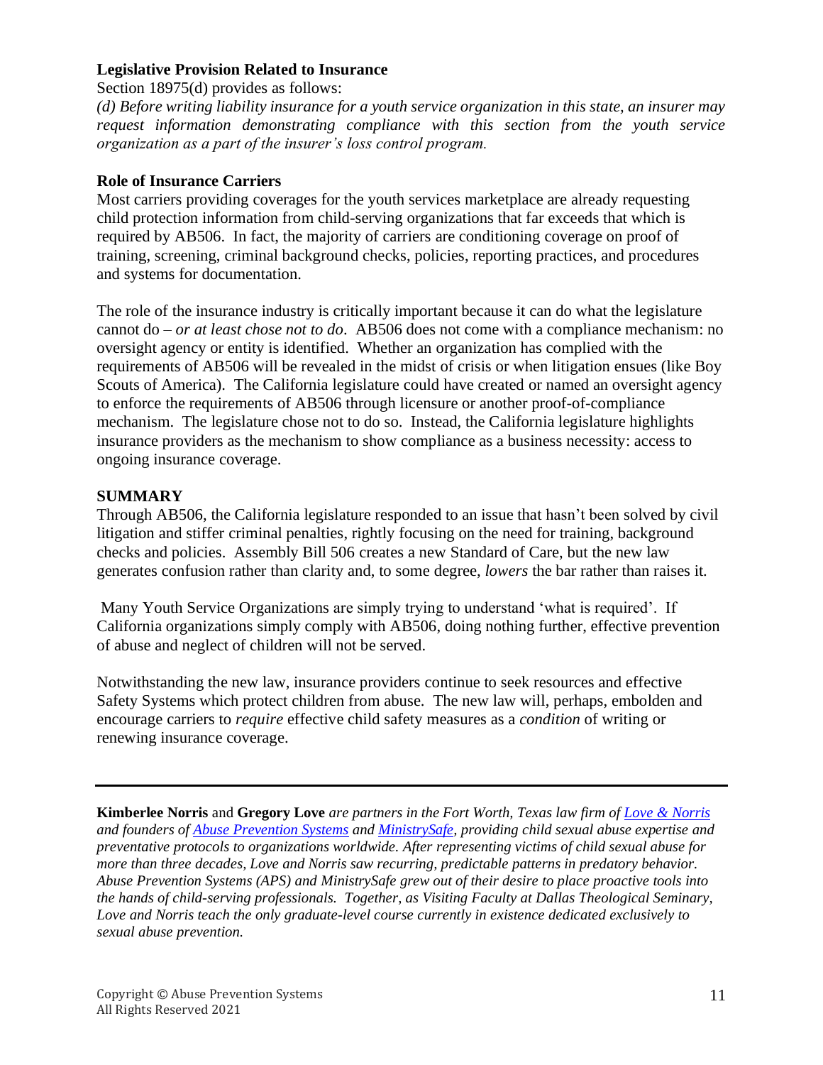### Legislative Provision Related to Insurance

Section 18975(d) provides as follows:

*(d) Before writing liability insurance for a youth service organization in this state, an insurer may request information demonstrating compliance with this section from the youth service organization as a part of the insurer's loss control program.*

### Role of Insurance Carriers

Most carriers providing coverages for the youth services marketplace are already requesting child protection information from child-serving organizations that far exceeds that which is required by AB506. In fact, the majority of carriers are conditioning coverage on proof of training, screening, criminal background checks, policies, reporting practices, and procedures and systems for documentation.

The role of the insurance industry is critically important because it can do what the legislature cannot do – *or at least chose not to do*. AB506 does not come with a compliance mechanism: no oversight agency or entity is identified. Whether an organization has complied with the requirements of AB506 will be revealed in the midst of crisis or when litigation ensues (like Boy Scouts of America). The California legislature could have created or named an oversight agency to enforce the requirements of AB506 through licensure or another proof-of-compliance mechanism. The legislature chose not to do so. Instead, the California legislature highlights insurance providers as the mechanism to show compliance as a business necessity: access to ongoing insurance coverage.

### SUMMARY

Through AB506, the California legislature responded to an issue that hasn't been solved by civil litigation and stiffer criminal penalties, rightly focusing on the need for training, background checks and policies. Assembly Bill 506 creates a new Standard of Care, but the new law generates confusion rather than clarity and, to some degree, *lowers* the bar rather than raises it.

Many Youth Service Organizations are simply trying to understand 'what is required'. If California organizations simply comply with AB506, doing nothing further, effective prevention of abuse and neglect of children will not be served.

Notwithstanding the new law, insurance providers continue to seek resources and effective Safety Systems which protect children from abuse. The new law will, perhaps, embolden and encourage carriers to *require* effective child safety measures as a *condition* of writing or renewing insurance coverage.

---

**Kimberlee Norris** and **Gregory Love** *are partners in the Fort Worth, Texas law firm of [Love & Norris] and founders of [Abuse Prevention Systems] and [MinistrySafe], providing child sexual abuse expertise and preventative protocols to organizations worldwide. After representing victims of child sexual abuse for more than three decades, Love and Norris saw recurring, predictable patterns in predatory behavior. Abuse Prevention Systems (APS) and MinistrySafe grew out of their desire to place proactive tools into the hands of child-serving professionals. Together, as Visiting Faculty at Dallas Theological Seminary, Love and Norris teach the only graduate-level course currently in existence dedicated exclusively to sexual abuse prevention.*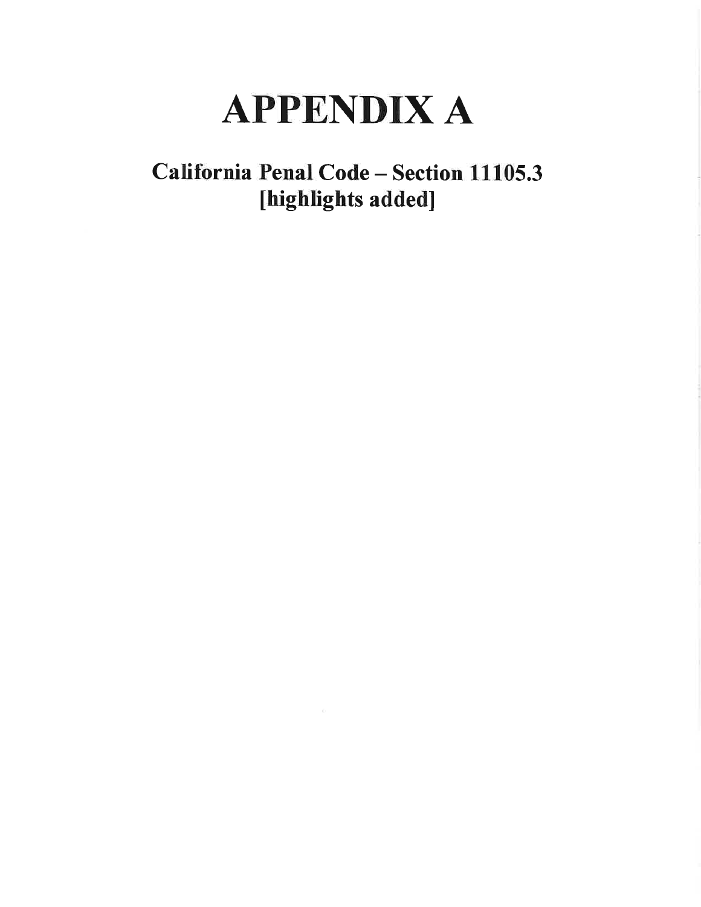# APPENDIX A

## California Penal Code – Section 11105.3 [highlights added]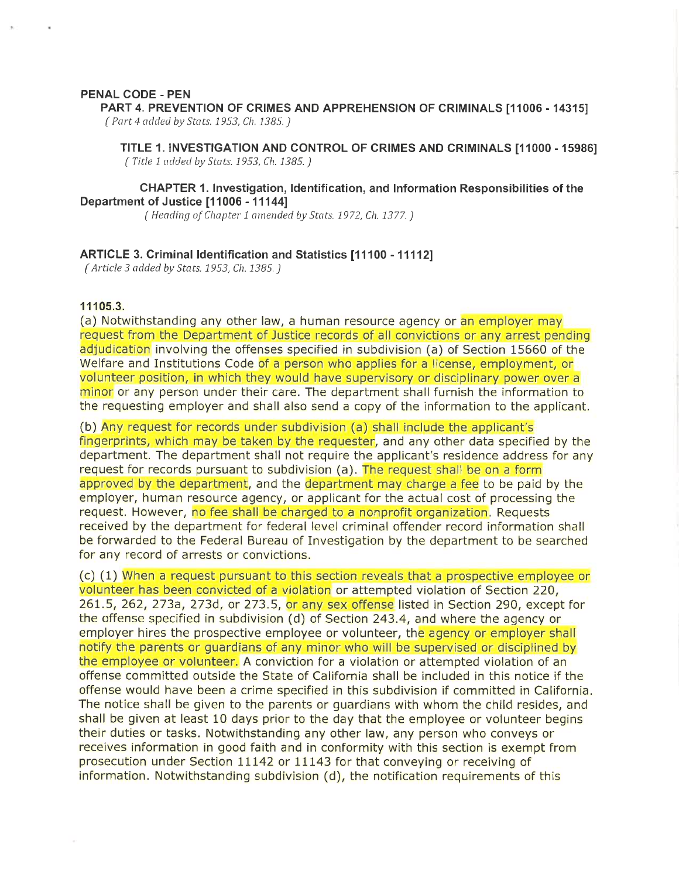**PENAL CODE - PEN**

**PART 4. PREVENTION OF CRIMES AND APPREHENSION OF CRIMINALS [11006 - 14315]**
*( Part 4 added by Stats. 1953, Ch. 1385. )*

**TITLE 1. INVESTIGATION AND CONTROL OF CRIMES AND CRIMINALS [11000 - 15986]**
*( Title 1 added by Stats. 1953, Ch. 1385. )*

**CHAPTER 1. Investigation, Identification, and Information Responsibilities of the Department of Justice [11006 - 11144]**
*( Heading of Chapter 1 amended by Stats. 1972, Ch. 1377. )*

**ARTICLE 3. Criminal Identification and Statistics [11100 - 11112]**
*( Article 3 added by Stats. 1953, Ch. 1385. )*

**11105.3.**

(a) Notwithstanding any other law, a human resource agency or an employer may request from the Department of Justice records of all convictions or any arrest pending adjudication involving the offenses specified in subdivision (a) of Section 15660 of the Welfare and Institutions Code of a person who applies for a license, employment, or volunteer position, in which they would have supervisory or disciplinary power over a minor or any person under their care. The department shall furnish the information to the requesting employer and shall also send a copy of the information to the applicant.

(b) Any request for records under subdivision (a) shall include the applicant's fingerprints, which may be taken by the requester, and any other data specified by the department. The department shall not require the applicant's residence address for any request for records pursuant to subdivision (a). The request shall be on a form approved by the department, and the department may charge a fee to be paid by the employer, human resource agency, or applicant for the actual cost of processing the request. However, no fee shall be charged to a nonprofit organization. Requests received by the department for federal level criminal offender record information shall be forwarded to the Federal Bureau of Investigation by the department to be searched for any record of arrests or convictions.

(c) (1) When a request pursuant to this section reveals that a prospective employee or volunteer has been convicted of a violation or attempted violation of Section 220, 261.5, 262, 273a, 273d, or 273.5, or any sex offense listed in Section 290, except for the offense specified in subdivision (d) of Section 243.4, and where the agency or employer hires the prospective employee or volunteer, the agency or employer shall notify the parents or guardians of any minor who will be supervised or disciplined by the employee or volunteer. A conviction for a violation or attempted violation of an offense committed outside the State of California shall be included in this notice if the offense would have been a crime specified in this subdivision if committed in California. The notice shall be given to the parents or guardians with whom the child resides, and shall be given at least 10 days prior to the day that the employee or volunteer begins their duties or tasks. Notwithstanding any other law, any person who conveys or receives information in good faith and in conformity with this section is exempt from prosecution under Section 11142 or 11143 for that conveying or receiving of information. Notwithstanding subdivision (d), the notification requirements of this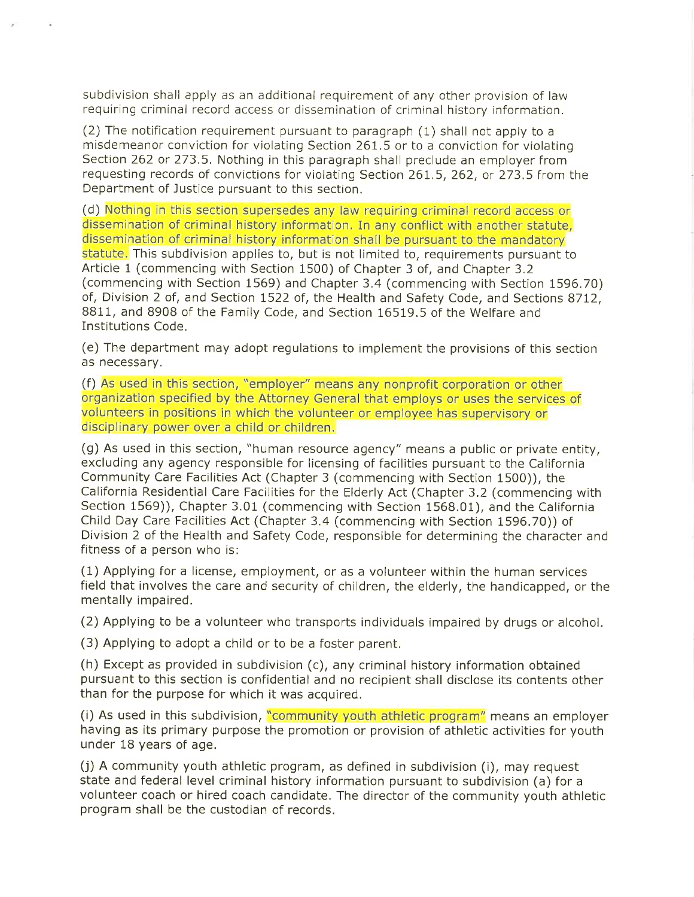subdivision shall apply as an additional requirement of any other provision of law requiring criminal record access or dissemination of criminal history information.

(2) The notification requirement pursuant to paragraph (1) shall not apply to a misdemeanor conviction for violating Section 261.5 or to a conviction for violating Section 262 or 273.5. Nothing in this paragraph shall preclude an employer from requesting records of convictions for violating Section 261.5, 262, or 273.5 from the Department of Justice pursuant to this section.

(d) Nothing in this section supersedes any law requiring criminal record access or dissemination of criminal history information. In any conflict with another statute, dissemination of criminal history information shall be pursuant to the mandatory statute. This subdivision applies to, but is not limited to, requirements pursuant to Article 1 (commencing with Section 1500) of Chapter 3 of, and Chapter 3.2 (commencing with Section 1569) and Chapter 3.4 (commencing with Section 1596.70) of, Division 2 of, and Section 1522 of, the Health and Safety Code, and Sections 8712, 8811, and 8908 of the Family Code, and Section 16519.5 of the Welfare and Institutions Code.

(e) The department may adopt regulations to implement the provisions of this section as necessary.

(f) As used in this section, "employer" means any nonprofit corporation or other organization specified by the Attorney General that employs or uses the services of volunteers in positions in which the volunteer or employee has supervisory or disciplinary power over a child or children.

(g) As used in this section, "human resource agency" means a public or private entity, excluding any agency responsible for licensing of facilities pursuant to the California Community Care Facilities Act (Chapter 3 (commencing with Section 1500)), the California Residential Care Facilities for the Elderly Act (Chapter 3.2 (commencing with Section 1569)), Chapter 3.01 (commencing with Section 1568.01), and the California Child Day Care Facilities Act (Chapter 3.4 (commencing with Section 1596.70)) of Division 2 of the Health and Safety Code, responsible for determining the character and fitness of a person who is:

(1) Applying for a license, employment, or as a volunteer within the human services field that involves the care and security of children, the elderly, the handicapped, or the mentally impaired.

(2) Applying to be a volunteer who transports individuals impaired by drugs or alcohol.

(3) Applying to adopt a child or to be a foster parent.

(h) Except as provided in subdivision (c), any criminal history information obtained pursuant to this section is confidential and no recipient shall disclose its contents other than for the purpose for which it was acquired.

(i) As used in this subdivision, "community youth athletic program" means an employer having as its primary purpose the promotion or provision of athletic activities for youth under 18 years of age.

(j) A community youth athletic program, as defined in subdivision (i), may request state and federal level criminal history information pursuant to subdivision (a) for a volunteer coach or hired coach candidate. The director of the community youth athletic program shall be the custodian of records.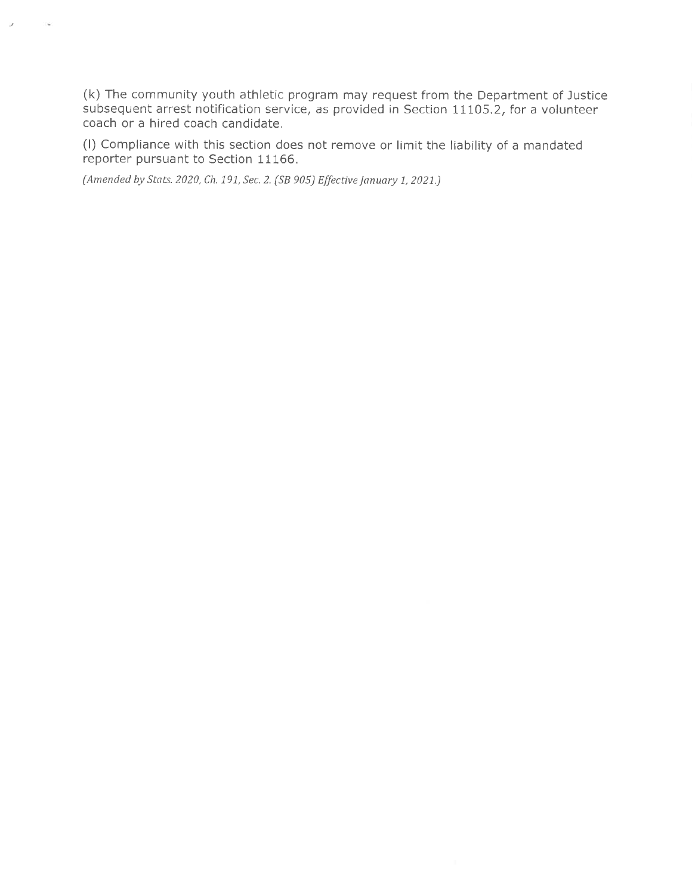(k) The community youth athletic program may request from the Department of Justice subsequent arrest notification service, as provided in Section 11105.2, for a volunteer coach or a hired coach candidate.

(l) Compliance with this section does not remove or limit the liability of a mandated reporter pursuant to Section 11166.

*(Amended by Stats. 2020, Ch. 191, Sec. 2. (SB 905) Effective January 1, 2021.)*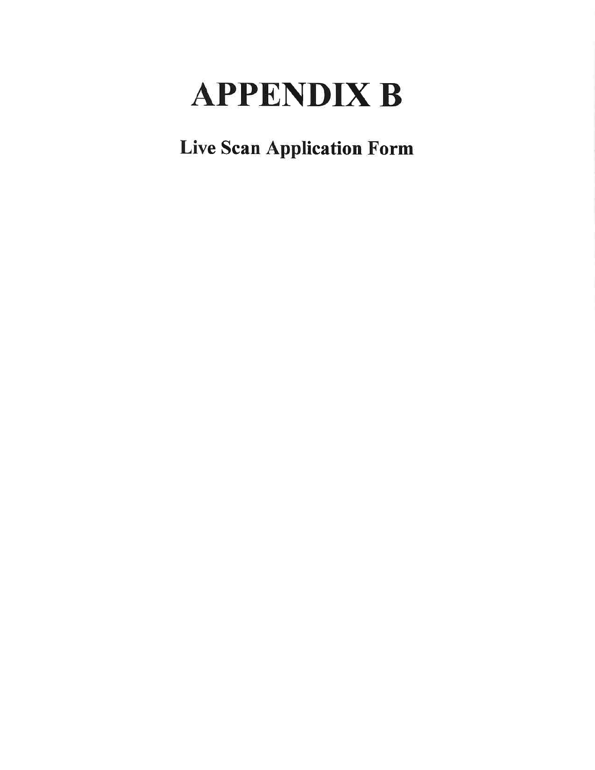# APPENDIX B

## Live Scan Application Form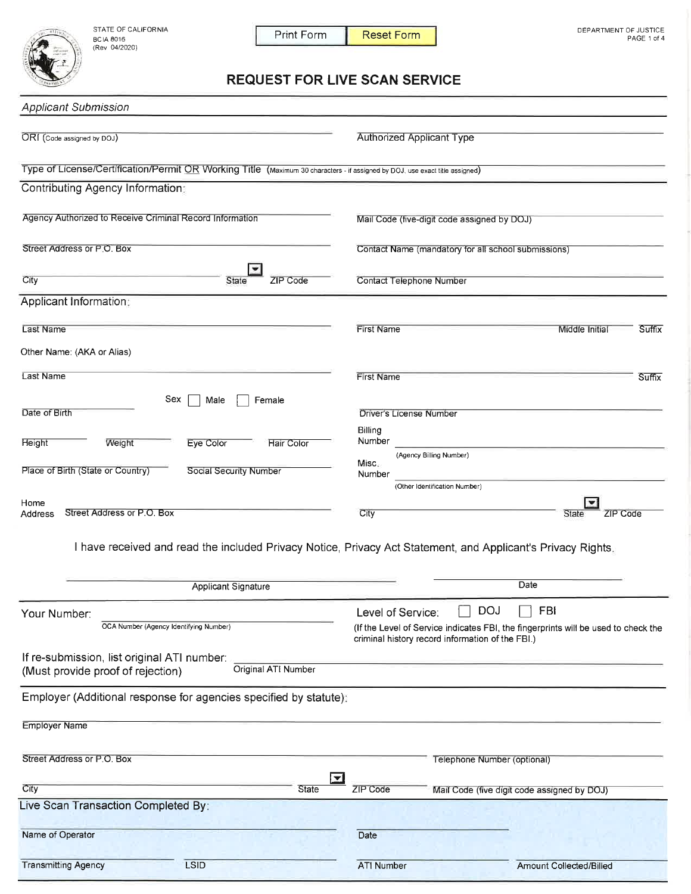STATE OF CALIFORNIA
BCIA 8016
(Rev 04/2020)

DEPARTMENT OF JUSTICE

Print Form | Reset Form

# REQUEST FOR LIVE SCAN SERVICE

## Applicant Submission

ORI (Code assigned by DOJ)

Authorized Applicant Type

Type of License/Certification/Permit OR Working Title (Maximum 30 characters - if assigned by DOJ, use exact title assigned)

## Contributing Agency Information:

Agency Authorized to Receive Criminal Record Information

Mail Code (five-digit code assigned by DOJ)

Street Address or P.O. Box

Contact Name (mandatory for all school submissions)

City | State | ZIP Code

Contact Telephone Number

## Applicant Information:

Last Name

First Name | Middle Initial | Suffix

Other Name: (AKA or Alias)

Last Name

First Name | Suffix

Sex ☐ Male ☐ Female

Date of Birth

Driver's License Number

Height | Weight | Eye Color | Hair Color

Billing Number (Agency Billing Number)

Place of Birth (State or Country) | Social Security Number

Misc. Number (Other Identification Number)

Home Address: Street Address or P.O. Box

City | State | ZIP Code

I have received and read the included Privacy Notice, Privacy Act Statement, and Applicant's Privacy Rights.

Applicant Signature

Date

Your Number: OCA Number (Agency Identifying Number)

Level of Service: ☐ DOJ ☐ FBI

(If the Level of Service indicates FBI, the fingerprints will be used to check the criminal history record information of the FBI.)

If re-submission, list original ATI number:
(Must provide proof of rejection)

Original ATI Number

## Employer (Additional response for agencies specified by statute):

Employer Name

Street Address or P.O. Box

Telephone Number (optional)

City | State | ZIP Code

Mail Code (five digit code assigned by DOJ)

## Live Scan Transaction Completed By:

Name of Operator

Date

Transmitting Agency | LSID

ATI Number

Amount Collected/Billed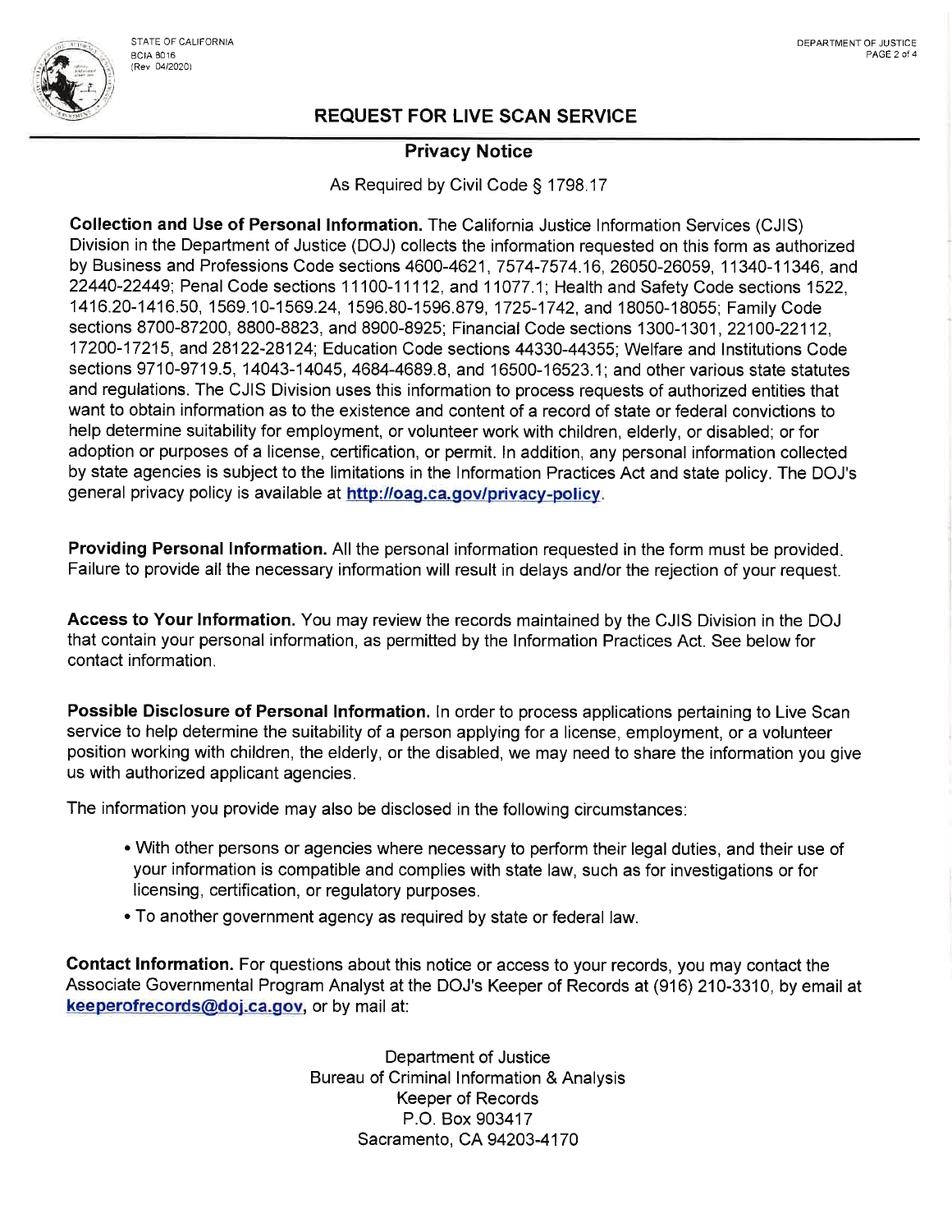STATE OF CALIFORNIA
BCIA 8016
(Rev 04/2020)

DEPARTMENT OF JUSTICE

## REQUEST FOR LIVE SCAN SERVICE

### Privacy Notice

As Required by Civil Code § 1798.17

**Collection and Use of Personal Information.** The California Justice Information Services (CJIS) Division in the Department of Justice (DOJ) collects the information requested on this form as authorized by Business and Professions Code sections 4600-4621, 7574-7574.16, 26050-26059, 11340-11346, and 22440-22449; Penal Code sections 11100-11112, and 11077.1; Health and Safety Code sections 1522, 1416.20-1416.50, 1569.10-1569.24, 1596.80-1596.879, 1725-1742, and 18050-18055; Family Code sections 8700-87200, 8800-8823, and 8900-8925; Financial Code sections 1300-1301, 22100-22112, 17200-17215, and 28122-28124; Education Code sections 44330-44355; Welfare and Institutions Code sections 9710-9719.5, 14043-14045, 4684-4689.8, and 16500-16523.1; and other various state statutes and regulations. The CJIS Division uses this information to process requests of authorized entities that want to obtain information as to the existence and content of a record of state or federal convictions to help determine suitability for employment, or volunteer work with children, elderly, or disabled; or for adoption or purposes of a license, certification, or permit. In addition, any personal information collected by state agencies is subject to the limitations in the Information Practices Act and state policy. The DOJ's general privacy policy is available at **http://oag.ca.gov/privacy-policy**.

**Providing Personal Information.** All the personal information requested in the form must be provided. Failure to provide all the necessary information will result in delays and/or the rejection of your request.

**Access to Your Information.** You may review the records maintained by the CJIS Division in the DOJ that contain your personal information, as permitted by the Information Practices Act. See below for contact information.

**Possible Disclosure of Personal Information.** In order to process applications pertaining to Live Scan service to help determine the suitability of a person applying for a license, employment, or a volunteer position working with children, the elderly, or the disabled, we may need to share the information you give us with authorized applicant agencies.

The information you provide may also be disclosed in the following circumstances:

- With other persons or agencies where necessary to perform their legal duties, and their use of your information is compatible and complies with state law, such as for investigations or for licensing, certification, or regulatory purposes.
- To another government agency as required by state or federal law.

**Contact Information.** For questions about this notice or access to your records, you may contact the Associate Governmental Program Analyst at the DOJ's Keeper of Records at (916) 210-3310, by email at **keeperofrecords@doj.ca.gov**, or by mail at:

Department of Justice
Bureau of Criminal Information & Analysis
Keeper of Records
P.O. Box 903417
Sacramento, CA 94203-4170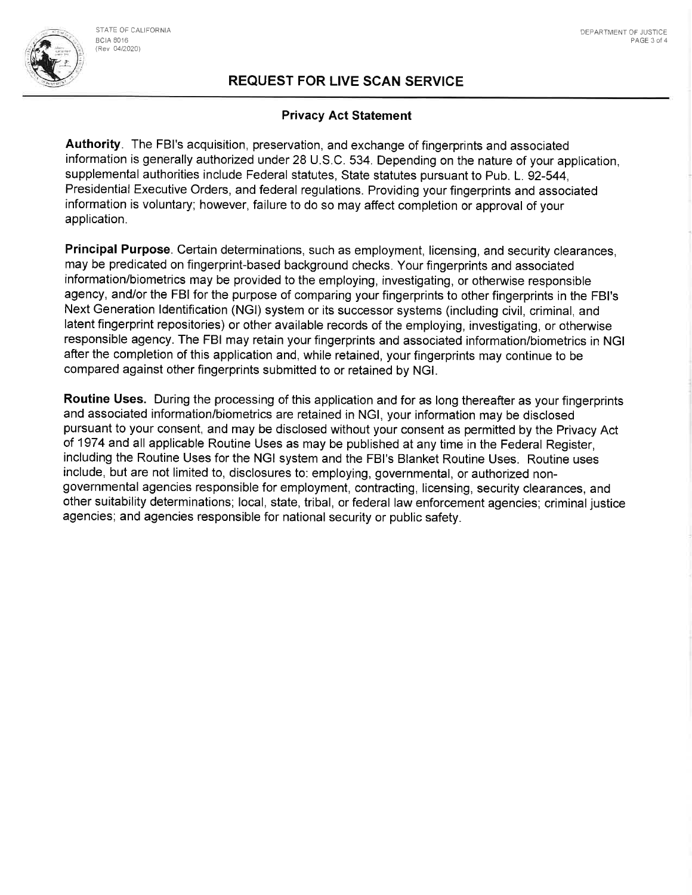STATE OF CALIFORNIA
BCIA 8016
(Rev 04/2020)

DEPARTMENT OF JUSTICE

# REQUEST FOR LIVE SCAN SERVICE

## Privacy Act Statement

**Authority**. The FBI's acquisition, preservation, and exchange of fingerprints and associated information is generally authorized under 28 U.S.C. 534. Depending on the nature of your application, supplemental authorities include Federal statutes, State statutes pursuant to Pub. L. 92-544, Presidential Executive Orders, and federal regulations. Providing your fingerprints and associated information is voluntary; however, failure to do so may affect completion or approval of your application.

**Principal Purpose**. Certain determinations, such as employment, licensing, and security clearances, may be predicated on fingerprint-based background checks. Your fingerprints and associated information/biometrics may be provided to the employing, investigating, or otherwise responsible agency, and/or the FBI for the purpose of comparing your fingerprints to other fingerprints in the FBI's Next Generation Identification (NGI) system or its successor systems (including civil, criminal, and latent fingerprint repositories) or other available records of the employing, investigating, or otherwise responsible agency. The FBI may retain your fingerprints and associated information/biometrics in NGI after the completion of this application and, while retained, your fingerprints may continue to be compared against other fingerprints submitted to or retained by NGI.

**Routine Uses.** During the processing of this application and for as long thereafter as your fingerprints and associated information/biometrics are retained in NGI, your information may be disclosed pursuant to your consent, and may be disclosed without your consent as permitted by the Privacy Act of 1974 and all applicable Routine Uses as may be published at any time in the Federal Register, including the Routine Uses for the NGI system and the FBI's Blanket Routine Uses. Routine uses include, but are not limited to, disclosures to: employing, governmental, or authorized non-governmental agencies responsible for employment, contracting, licensing, security clearances, and other suitability determinations; local, state, tribal, or federal law enforcement agencies; criminal justice agencies; and agencies responsible for national security or public safety.